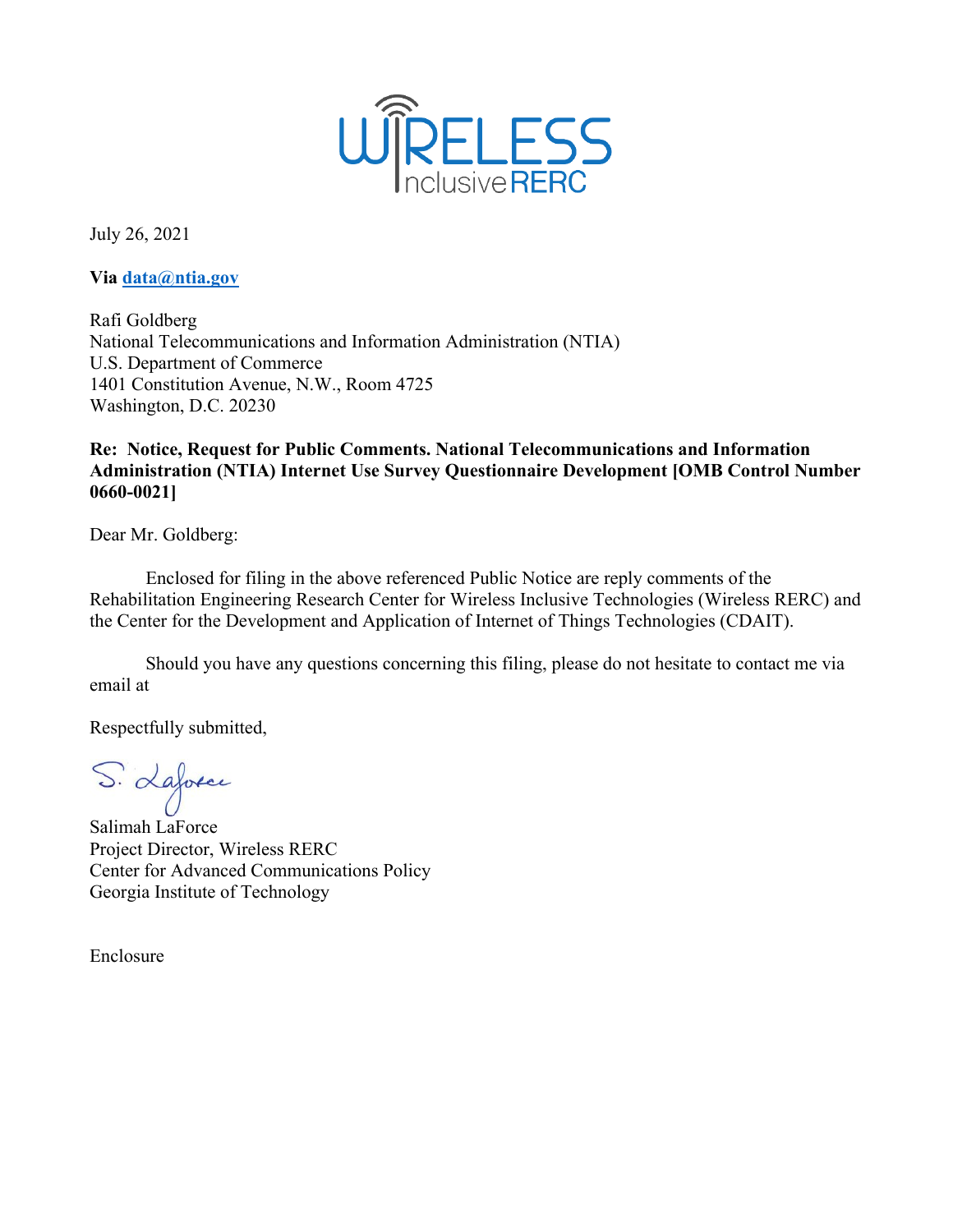July 26, 2021

**Via data@ntia.gov**

Rafi Goldberg
National Telecommunications and Information Administration (NTIA)
U.S. Department of Commerce
1401 Constitution Avenue, N.W., Room 4725
Washington, D.C. 20230

**Re: Notice, Request for Public Comments. National Telecommunications and Information Administration (NTIA) Internet Use Survey Questionnaire Development [OMB Control Number 0660-0021]**

Dear Mr. Goldberg:

Enclosed for filing in the above referenced Public Notice are reply comments of the Rehabilitation Engineering Research Center for Wireless Inclusive Technologies (Wireless RERC) and the Center for the Development and Application of Internet of Things Technologies (CDAIT).

Should you have any questions concerning this filing, please do not hesitate to contact me via email at

Respectfully submitted,

S. Laforce

Salimah LaForce
Project Director, Wireless RERC
Center for Advanced Communications Policy
Georgia Institute of Technology

Enclosure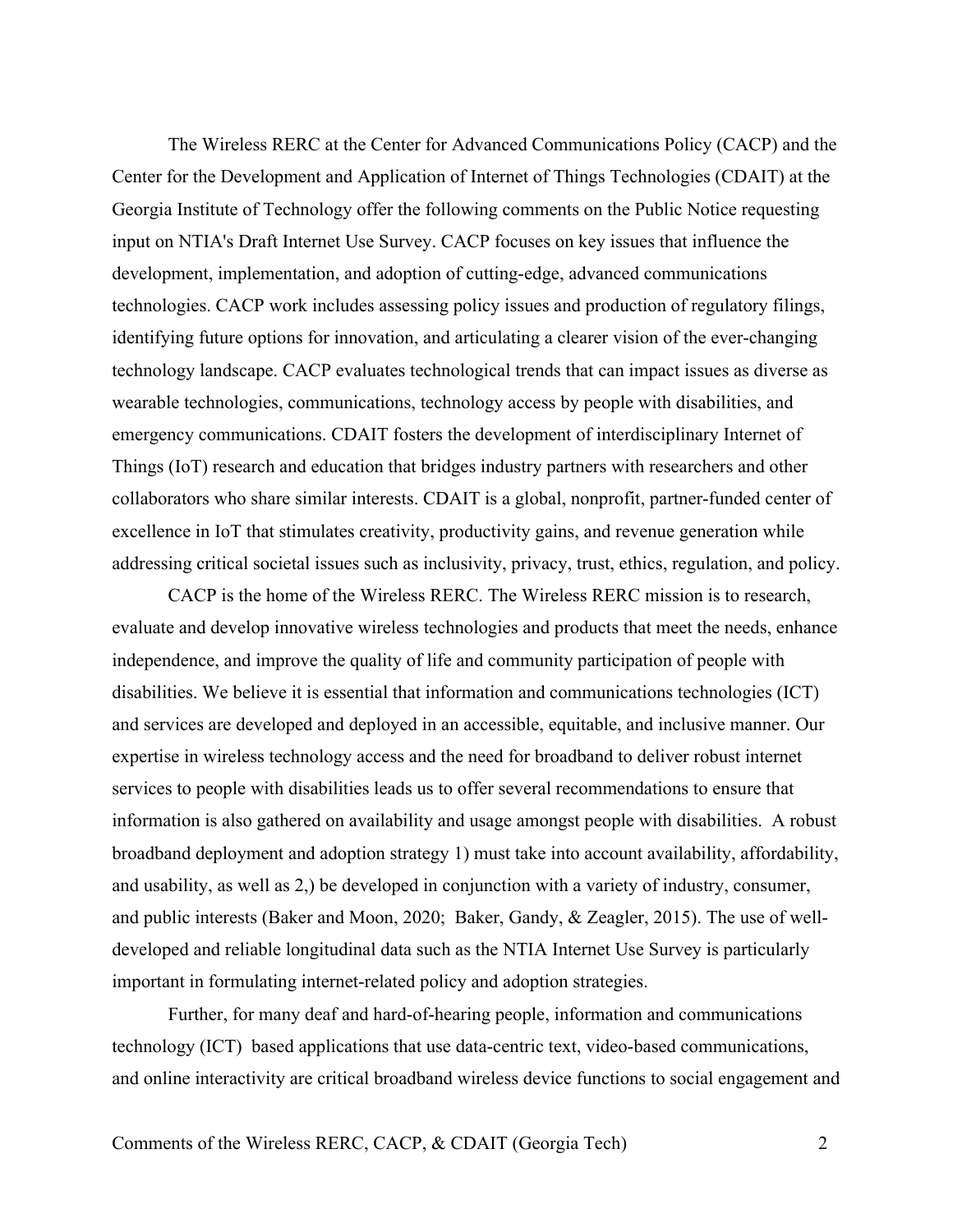The Wireless RERC at the Center for Advanced Communications Policy (CACP) and the Center for the Development and Application of Internet of Things Technologies (CDAIT) at the Georgia Institute of Technology offer the following comments on the Public Notice requesting input on NTIA's Draft Internet Use Survey. CACP focuses on key issues that influence the development, implementation, and adoption of cutting-edge, advanced communications technologies. CACP work includes assessing policy issues and production of regulatory filings, identifying future options for innovation, and articulating a clearer vision of the ever-changing technology landscape. CACP evaluates technological trends that can impact issues as diverse as wearable technologies, communications, technology access by people with disabilities, and emergency communications. CDAIT fosters the development of interdisciplinary Internet of Things (IoT) research and education that bridges industry partners with researchers and other collaborators who share similar interests. CDAIT is a global, nonprofit, partner-funded center of excellence in IoT that stimulates creativity, productivity gains, and revenue generation while addressing critical societal issues such as inclusivity, privacy, trust, ethics, regulation, and policy.

CACP is the home of the Wireless RERC. The Wireless RERC mission is to research, evaluate and develop innovative wireless technologies and products that meet the needs, enhance independence, and improve the quality of life and community participation of people with disabilities. We believe it is essential that information and communications technologies (ICT) and services are developed and deployed in an accessible, equitable, and inclusive manner. Our expertise in wireless technology access and the need for broadband to deliver robust internet services to people with disabilities leads us to offer several recommendations to ensure that information is also gathered on availability and usage amongst people with disabilities. A robust broadband deployment and adoption strategy 1) must take into account availability, affordability, and usability, as well as 2,) be developed in conjunction with a variety of industry, consumer, and public interests (Baker and Moon, 2020; Baker, Gandy, & Zeagler, 2015). The use of well-developed and reliable longitudinal data such as the NTIA Internet Use Survey is particularly important in formulating internet-related policy and adoption strategies.

Further, for many deaf and hard-of-hearing people, information and communications technology (ICT) based applications that use data-centric text, video-based communications, and online interactivity are critical broadband wireless device functions to social engagement and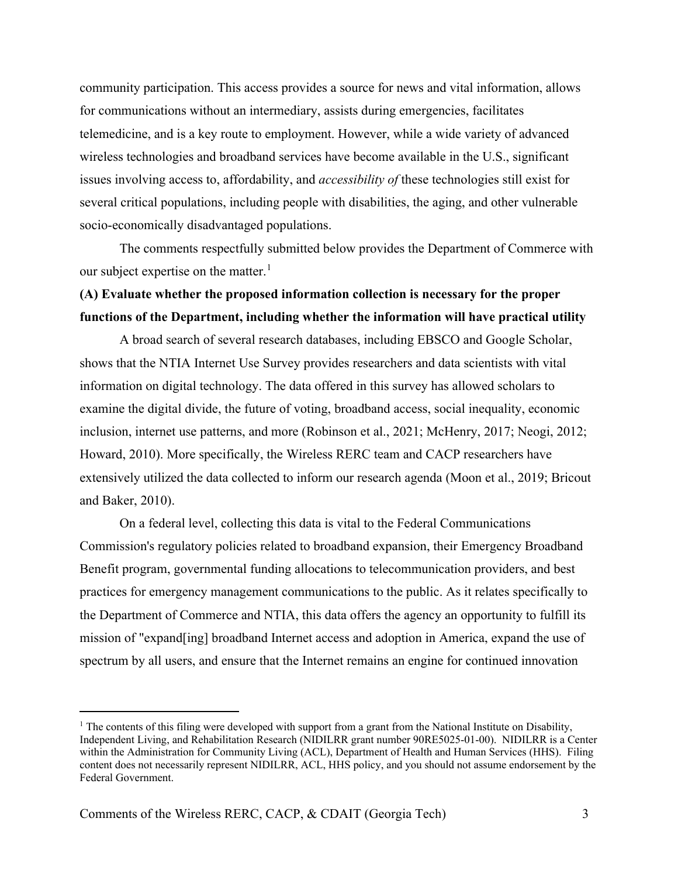community participation. This access provides a source for news and vital information, allows for communications without an intermediary, assists during emergencies, facilitates telemedicine, and is a key route to employment. However, while a wide variety of advanced wireless technologies and broadband services have become available in the U.S., significant issues involving access to, affordability, and *accessibility of* these technologies still exist for several critical populations, including people with disabilities, the aging, and other vulnerable socio-economically disadvantaged populations.

The comments respectfully submitted below provides the Department of Commerce with our subject expertise on the matter.[1]

**(A) Evaluate whether the proposed information collection is necessary for the proper functions of the Department, including whether the information will have practical utility**

A broad search of several research databases, including EBSCO and Google Scholar, shows that the NTIA Internet Use Survey provides researchers and data scientists with vital information on digital technology. The data offered in this survey has allowed scholars to examine the digital divide, the future of voting, broadband access, social inequality, economic inclusion, internet use patterns, and more (Robinson et al., 2021; McHenry, 2017; Neogi, 2012; Howard, 2010). More specifically, the Wireless RERC team and CACP researchers have extensively utilized the data collected to inform our research agenda (Moon et al., 2019; Bricout and Baker, 2010).

On a federal level, collecting this data is vital to the Federal Communications Commission's regulatory policies related to broadband expansion, their Emergency Broadband Benefit program, governmental funding allocations to telecommunication providers, and best practices for emergency management communications to the public. As it relates specifically to the Department of Commerce and NTIA, this data offers the agency an opportunity to fulfill its mission of "expand[ing] broadband Internet access and adoption in America, expand the use of spectrum by all users, and ensure that the Internet remains an engine for continued innovation

[1] The contents of this filing were developed with support from a grant from the National Institute on Disability, Independent Living, and Rehabilitation Research (NIDILRR grant number 90RE5025-01-00). NIDILRR is a Center within the Administration for Community Living (ACL), Department of Health and Human Services (HHS). Filing content does not necessarily represent NIDILRR, ACL, HHS policy, and you should not assume endorsement by the Federal Government.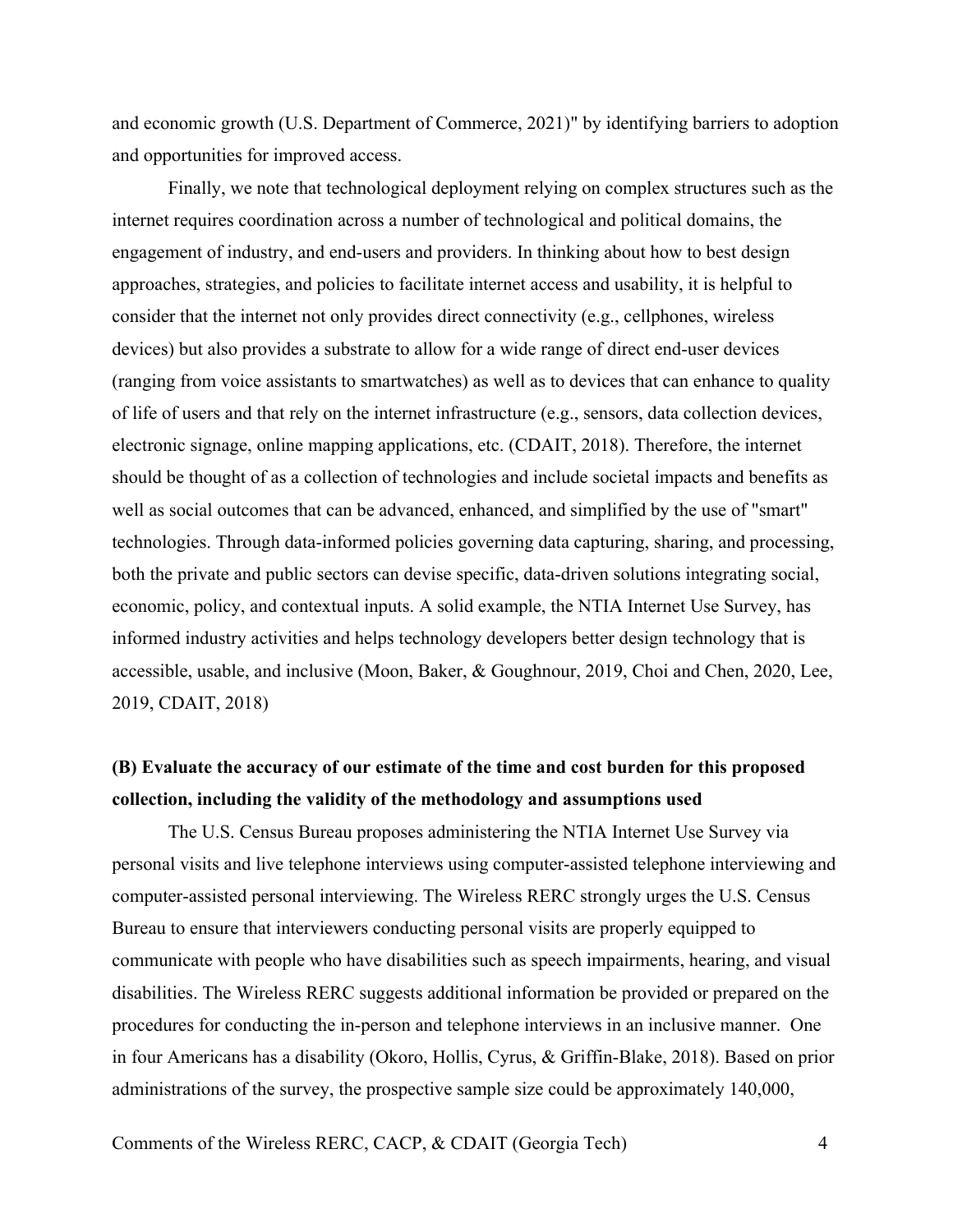and economic growth (U.S. Department of Commerce, 2021)" by identifying barriers to adoption and opportunities for improved access.

Finally, we note that technological deployment relying on complex structures such as the internet requires coordination across a number of technological and political domains, the engagement of industry, and end-users and providers. In thinking about how to best design approaches, strategies, and policies to facilitate internet access and usability, it is helpful to consider that the internet not only provides direct connectivity (e.g., cellphones, wireless devices) but also provides a substrate to allow for a wide range of direct end-user devices (ranging from voice assistants to smartwatches) as well as to devices that can enhance to quality of life of users and that rely on the internet infrastructure (e.g., sensors, data collection devices, electronic signage, online mapping applications, etc. (CDAIT, 2018). Therefore, the internet should be thought of as a collection of technologies and include societal impacts and benefits as well as social outcomes that can be advanced, enhanced, and simplified by the use of "smart" technologies. Through data-informed policies governing data capturing, sharing, and processing, both the private and public sectors can devise specific, data-driven solutions integrating social, economic, policy, and contextual inputs. A solid example, the NTIA Internet Use Survey, has informed industry activities and helps technology developers better design technology that is accessible, usable, and inclusive (Moon, Baker, & Goughnour, 2019, Choi and Chen, 2020, Lee, 2019, CDAIT, 2018)

**(B) Evaluate the accuracy of our estimate of the time and cost burden for this proposed collection, including the validity of the methodology and assumptions used**

The U.S. Census Bureau proposes administering the NTIA Internet Use Survey via personal visits and live telephone interviews using computer-assisted telephone interviewing and computer-assisted personal interviewing. The Wireless RERC strongly urges the U.S. Census Bureau to ensure that interviewers conducting personal visits are properly equipped to communicate with people who have disabilities such as speech impairments, hearing, and visual disabilities. The Wireless RERC suggests additional information be provided or prepared on the procedures for conducting the in-person and telephone interviews in an inclusive manner. One in four Americans has a disability (Okoro, Hollis, Cyrus, & Griffin-Blake, 2018). Based on prior administrations of the survey, the prospective sample size could be approximately 140,000,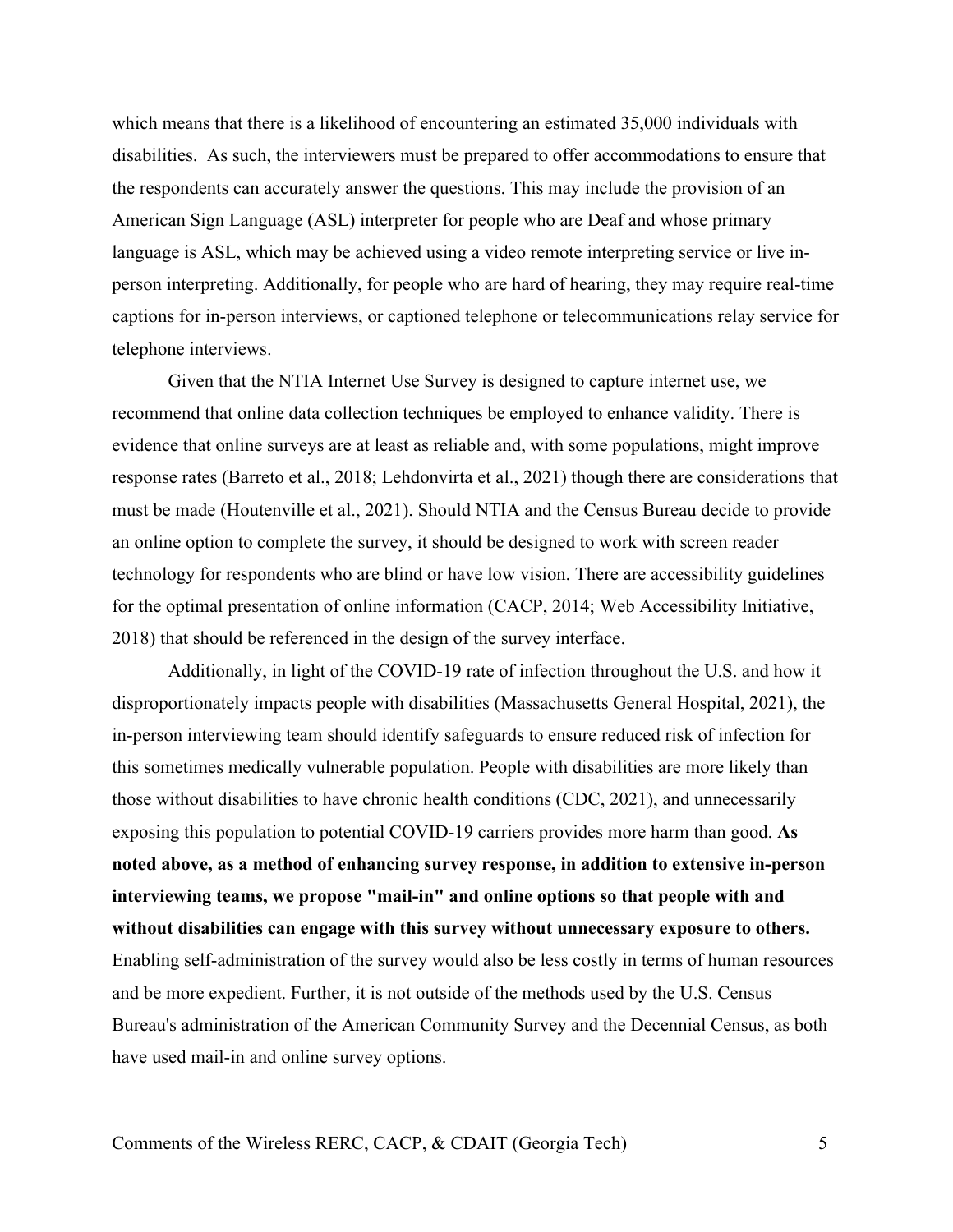which means that there is a likelihood of encountering an estimated 35,000 individuals with disabilities. As such, the interviewers must be prepared to offer accommodations to ensure that the respondents can accurately answer the questions. This may include the provision of an American Sign Language (ASL) interpreter for people who are Deaf and whose primary language is ASL, which may be achieved using a video remote interpreting service or live in-person interpreting. Additionally, for people who are hard of hearing, they may require real-time captions for in-person interviews, or captioned telephone or telecommunications relay service for telephone interviews.

Given that the NTIA Internet Use Survey is designed to capture internet use, we recommend that online data collection techniques be employed to enhance validity. There is evidence that online surveys are at least as reliable and, with some populations, might improve response rates (Barreto et al., 2018; Lehdonvirta et al., 2021) though there are considerations that must be made (Houtenville et al., 2021). Should NTIA and the Census Bureau decide to provide an online option to complete the survey, it should be designed to work with screen reader technology for respondents who are blind or have low vision. There are accessibility guidelines for the optimal presentation of online information (CACP, 2014; Web Accessibility Initiative, 2018) that should be referenced in the design of the survey interface.

Additionally, in light of the COVID-19 rate of infection throughout the U.S. and how it disproportionately impacts people with disabilities (Massachusetts General Hospital, 2021), the in-person interviewing team should identify safeguards to ensure reduced risk of infection for this sometimes medically vulnerable population. People with disabilities are more likely than those without disabilities to have chronic health conditions (CDC, 2021), and unnecessarily exposing this population to potential COVID-19 carriers provides more harm than good. **As noted above, as a method of enhancing survey response, in addition to extensive in-person interviewing teams, we propose "mail-in" and online options so that people with and without disabilities can engage with this survey without unnecessary exposure to others.** Enabling self-administration of the survey would also be less costly in terms of human resources and be more expedient. Further, it is not outside of the methods used by the U.S. Census Bureau's administration of the American Community Survey and the Decennial Census, as both have used mail-in and online survey options.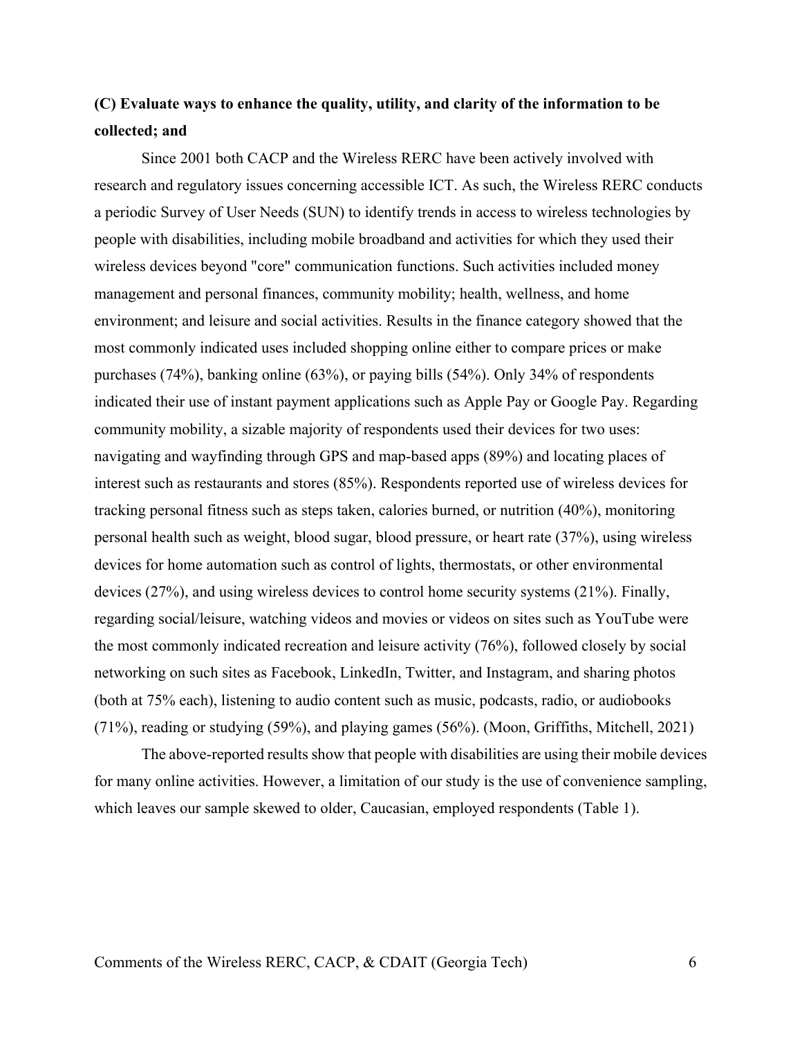**(C) Evaluate ways to enhance the quality, utility, and clarity of the information to be collected; and**

Since 2001 both CACP and the Wireless RERC have been actively involved with research and regulatory issues concerning accessible ICT. As such, the Wireless RERC conducts a periodic Survey of User Needs (SUN) to identify trends in access to wireless technologies by people with disabilities, including mobile broadband and activities for which they used their wireless devices beyond "core" communication functions. Such activities included money management and personal finances, community mobility; health, wellness, and home environment; and leisure and social activities. Results in the finance category showed that the most commonly indicated uses included shopping online either to compare prices or make purchases (74%), banking online (63%), or paying bills (54%). Only 34% of respondents indicated their use of instant payment applications such as Apple Pay or Google Pay. Regarding community mobility, a sizable majority of respondents used their devices for two uses: navigating and wayfinding through GPS and map-based apps (89%) and locating places of interest such as restaurants and stores (85%). Respondents reported use of wireless devices for tracking personal fitness such as steps taken, calories burned, or nutrition (40%), monitoring personal health such as weight, blood sugar, blood pressure, or heart rate (37%), using wireless devices for home automation such as control of lights, thermostats, or other environmental devices (27%), and using wireless devices to control home security systems (21%). Finally, regarding social/leisure, watching videos and movies or videos on sites such as YouTube were the most commonly indicated recreation and leisure activity (76%), followed closely by social networking on such sites as Facebook, LinkedIn, Twitter, and Instagram, and sharing photos (both at 75% each), listening to audio content such as music, podcasts, radio, or audiobooks (71%), reading or studying (59%), and playing games (56%). (Moon, Griffiths, Mitchell, 2021)

The above-reported results show that people with disabilities are using their mobile devices for many online activities. However, a limitation of our study is the use of convenience sampling, which leaves our sample skewed to older, Caucasian, employed respondents (Table 1).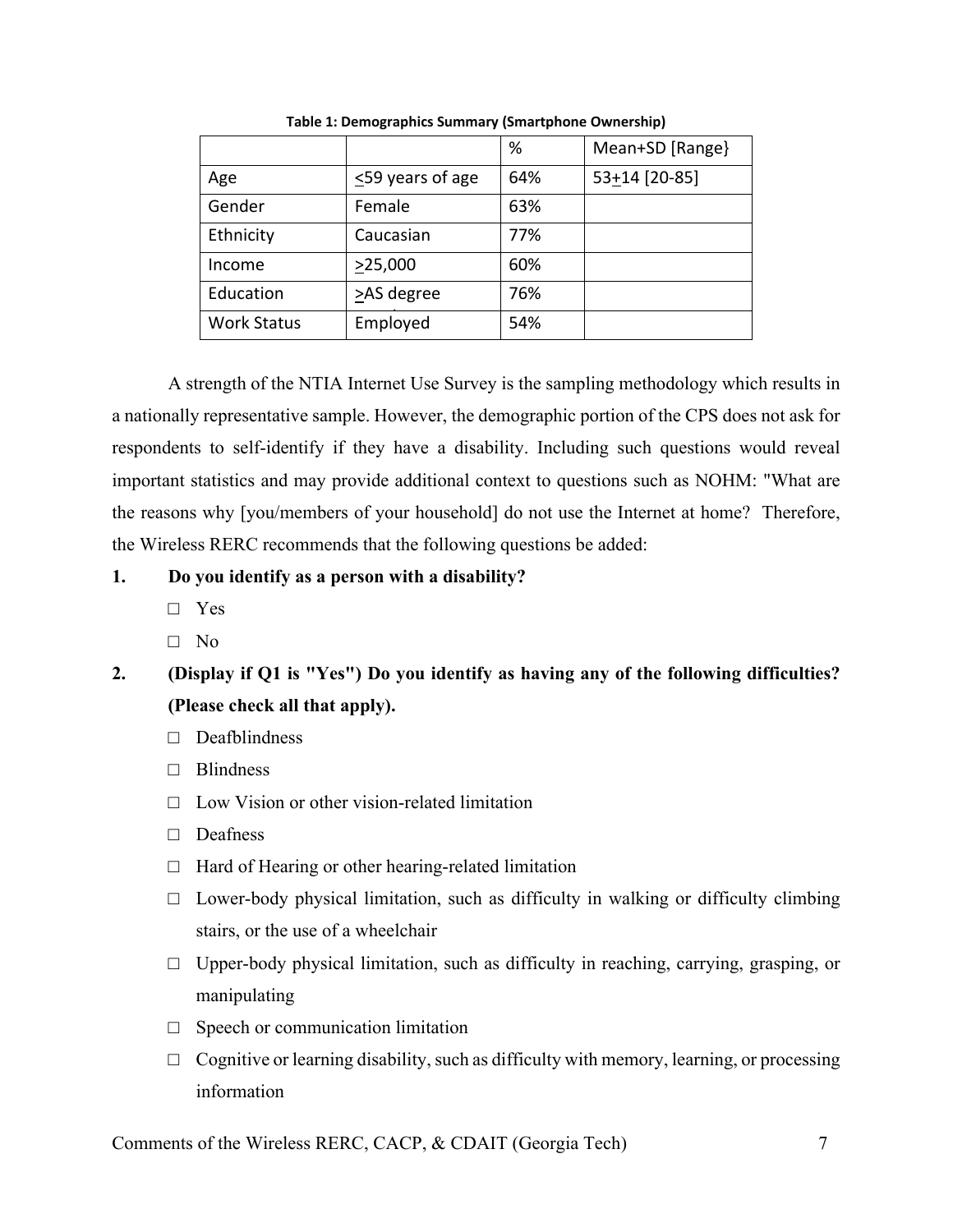**Table 1: Demographics Summary (Smartphone Ownership)**

| | | % | Mean+SD [Range} |
|---|---|---|---|
| Age | ≤59 years of age | 64% | 53±14 [20-85] |
| Gender | Female | 63% | |
| Ethnicity | Caucasian | 77% | |
| Income | ≥25,000 | 60% | |
| Education | ≥AS degree | 76% | |
| Work Status | Employed | 54% | |

A strength of the NTIA Internet Use Survey is the sampling methodology which results in a nationally representative sample. However, the demographic portion of the CPS does not ask for respondents to self-identify if they have a disability. Including such questions would reveal important statistics and may provide additional context to questions such as NOHM: "What are the reasons why [you/members of your household] do not use the Internet at home? Therefore, the Wireless RERC recommends that the following questions be added:

1. **Do you identify as a person with a disability?**
   - □ Yes
   - □ No
2. **(Display if Q1 is "Yes") Do you identify as having any of the following difficulties? (Please check all that apply).**
   - □ Deafblindness
   - □ Blindness
   - □ Low Vision or other vision-related limitation
   - □ Deafness
   - □ Hard of Hearing or other hearing-related limitation
   - □ Lower-body physical limitation, such as difficulty in walking or difficulty climbing stairs, or the use of a wheelchair
   - □ Upper-body physical limitation, such as difficulty in reaching, carrying, grasping, or manipulating
   - □ Speech or communication limitation
   - □ Cognitive or learning disability, such as difficulty with memory, learning, or processing information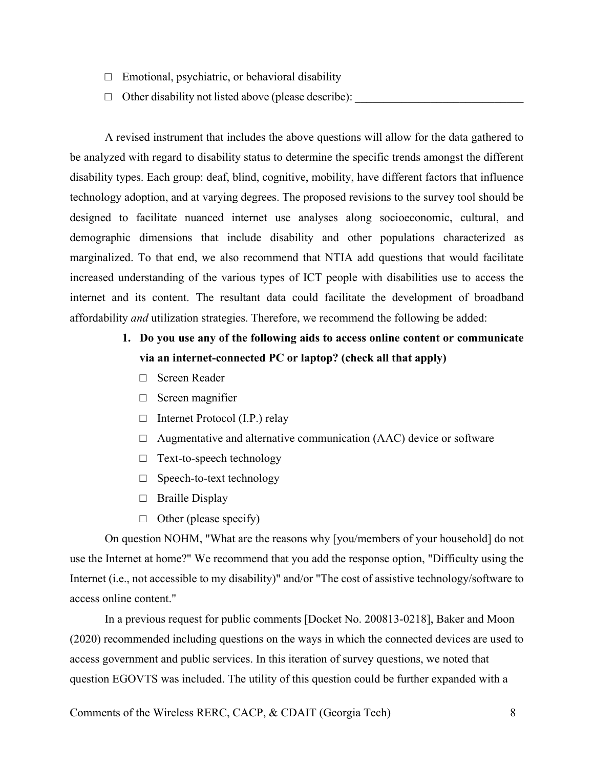- ☐ Emotional, psychiatric, or behavioral disability
- ☐ Other disability not listed above (please describe): ______________________________

A revised instrument that includes the above questions will allow for the data gathered to be analyzed with regard to disability status to determine the specific trends amongst the different disability types. Each group: deaf, blind, cognitive, mobility, have different factors that influence technology adoption, and at varying degrees. The proposed revisions to the survey tool should be designed to facilitate nuanced internet use analyses along socioeconomic, cultural, and demographic dimensions that include disability and other populations characterized as marginalized. To that end, we also recommend that NTIA add questions that would facilitate increased understanding of the various types of ICT people with disabilities use to access the internet and its content. The resultant data could facilitate the development of broadband affordability *and* utilization strategies. Therefore, we recommend the following be added:

1. **Do you use any of the following aids to access online content or communicate via an internet-connected PC or laptop? (check all that apply)**
   - ☐ Screen Reader
   - ☐ Screen magnifier
   - ☐ Internet Protocol (I.P.) relay
   - ☐ Augmentative and alternative communication (AAC) device or software
   - ☐ Text-to-speech technology
   - ☐ Speech-to-text technology
   - ☐ Braille Display
   - ☐ Other (please specify)

On question NOHM, "What are the reasons why [you/members of your household] do not use the Internet at home?" We recommend that you add the response option, "Difficulty using the Internet (i.e., not accessible to my disability)" and/or "The cost of assistive technology/software to access online content."

In a previous request for public comments [Docket No. 200813-0218], Baker and Moon (2020) recommended including questions on the ways in which the connected devices are used to access government and public services. In this iteration of survey questions, we noted that question EGOVTS was included. The utility of this question could be further expanded with a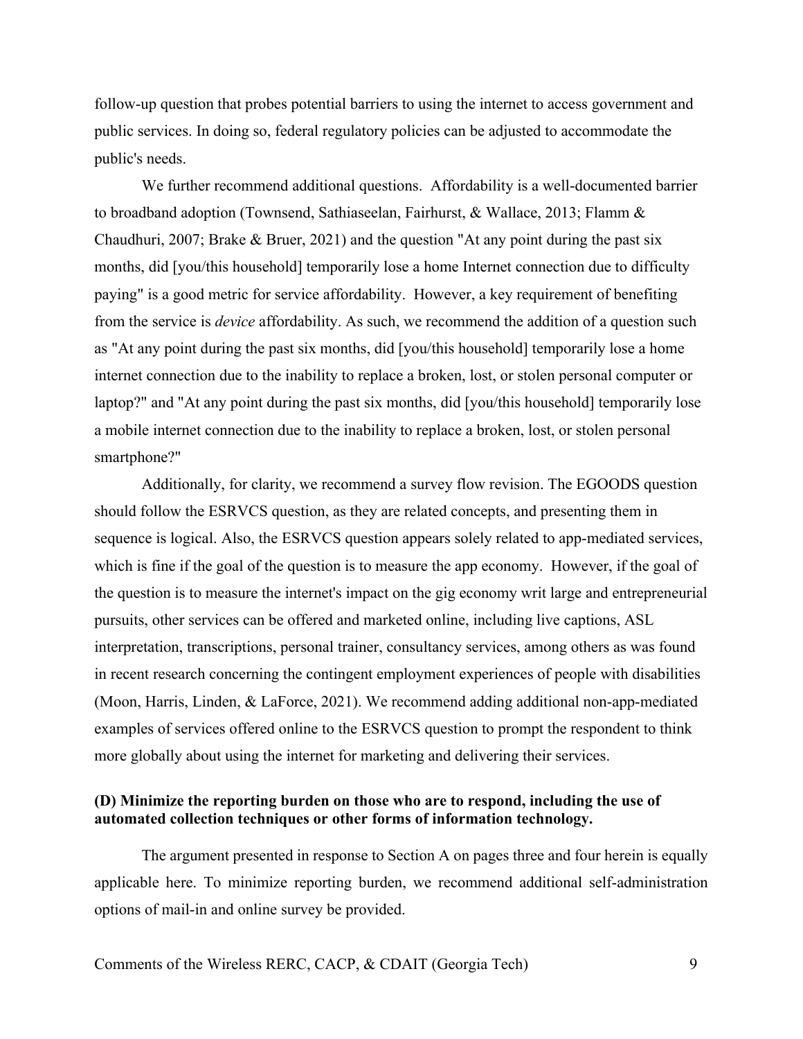follow-up question that probes potential barriers to using the internet to access government and public services. In doing so, federal regulatory policies can be adjusted to accommodate the public's needs.

We further recommend additional questions. Affordability is a well-documented barrier to broadband adoption (Townsend, Sathiaseelan, Fairhurst, & Wallace, 2013; Flamm & Chaudhuri, 2007; Brake & Bruer, 2021) and the question "At any point during the past six months, did [you/this household] temporarily lose a home Internet connection due to difficulty paying" is a good metric for service affordability. However, a key requirement of benefiting from the service is *device* affordability. As such, we recommend the addition of a question such as "At any point during the past six months, did [you/this household] temporarily lose a home internet connection due to the inability to replace a broken, lost, or stolen personal computer or laptop?" and "At any point during the past six months, did [you/this household] temporarily lose a mobile internet connection due to the inability to replace a broken, lost, or stolen personal smartphone?"

Additionally, for clarity, we recommend a survey flow revision. The EGOODS question should follow the ESRVCS question, as they are related concepts, and presenting them in sequence is logical. Also, the ESRVCS question appears solely related to app-mediated services, which is fine if the goal of the question is to measure the app economy. However, if the goal of the question is to measure the internet's impact on the gig economy writ large and entrepreneurial pursuits, other services can be offered and marketed online, including live captions, ASL interpretation, transcriptions, personal trainer, consultancy services, among others as was found in recent research concerning the contingent employment experiences of people with disabilities (Moon, Harris, Linden, & LaForce, 2021). We recommend adding additional non-app-mediated examples of services offered online to the ESRVCS question to prompt the respondent to think more globally about using the internet for marketing and delivering their services.

**(D) Minimize the reporting burden on those who are to respond, including the use of automated collection techniques or other forms of information technology.**

The argument presented in response to Section A on pages three and four herein is equally applicable here. To minimize reporting burden, we recommend additional self-administration options of mail-in and online survey be provided.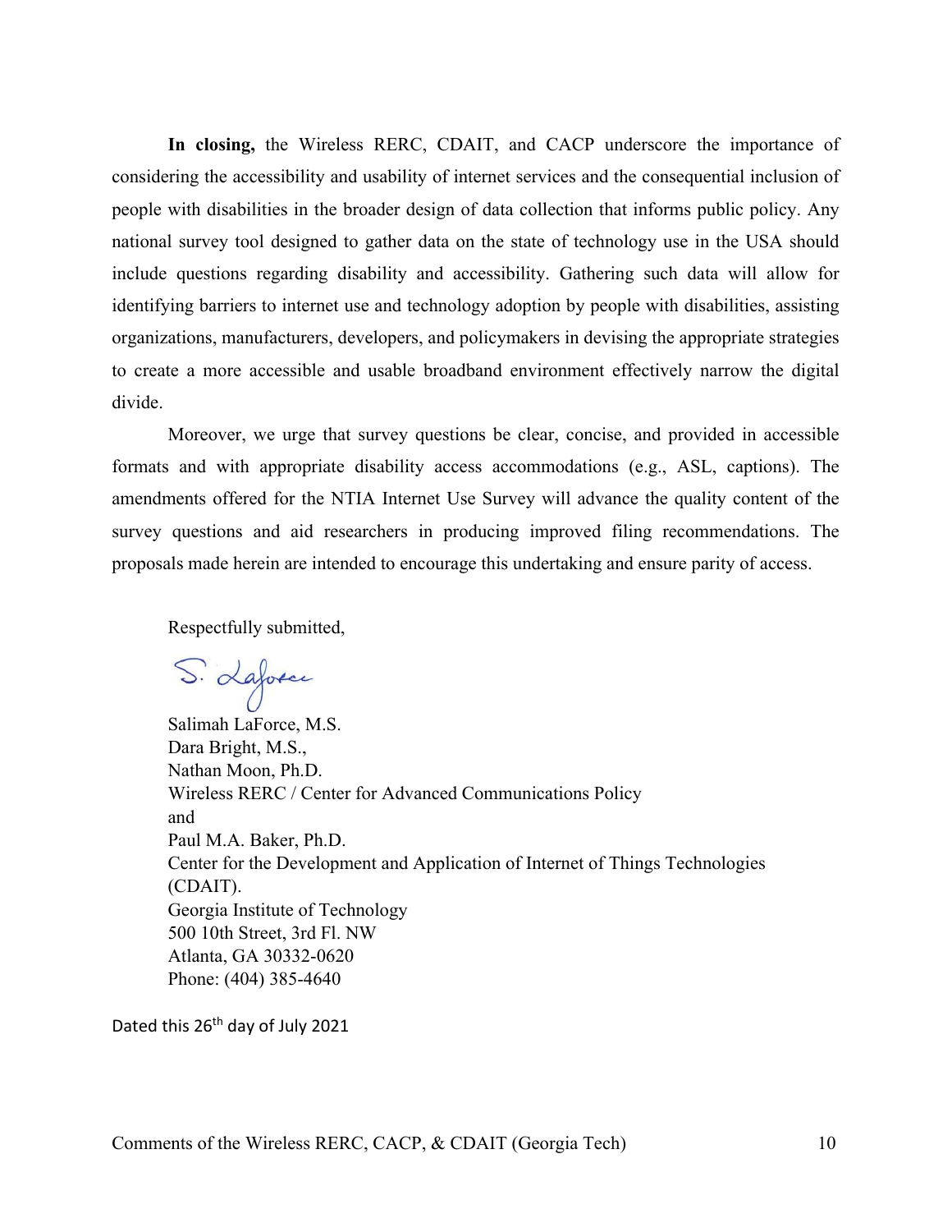**In closing,** the Wireless RERC, CDAIT, and CACP underscore the importance of considering the accessibility and usability of internet services and the consequential inclusion of people with disabilities in the broader design of data collection that informs public policy. Any national survey tool designed to gather data on the state of technology use in the USA should include questions regarding disability and accessibility. Gathering such data will allow for identifying barriers to internet use and technology adoption by people with disabilities, assisting organizations, manufacturers, developers, and policymakers in devising the appropriate strategies to create a more accessible and usable broadband environment effectively narrow the digital divide.

Moreover, we urge that survey questions be clear, concise, and provided in accessible formats and with appropriate disability access accommodations (e.g., ASL, captions). The amendments offered for the NTIA Internet Use Survey will advance the quality content of the survey questions and aid researchers in producing improved filing recommendations. The proposals made herein are intended to encourage this undertaking and ensure parity of access.

Respectfully submitted,

S. LaForce

Salimah LaForce, M.S.
Dara Bright, M.S.,
Nathan Moon, Ph.D.
Wireless RERC / Center for Advanced Communications Policy
and
Paul M.A. Baker, Ph.D.
Center for the Development and Application of Internet of Things Technologies (CDAIT).
Georgia Institute of Technology
500 10th Street, 3rd Fl. NW
Atlanta, GA 30332-0620
Phone: (404) 385-4640

Dated this 26th day of July 2021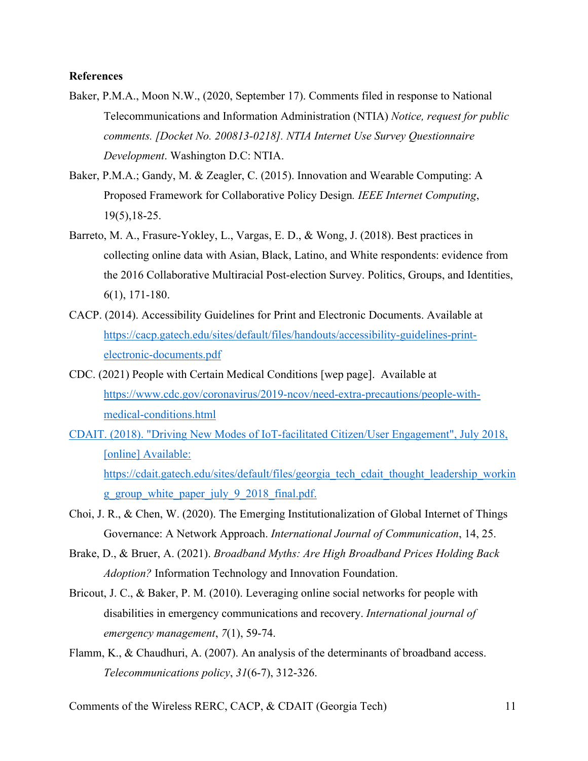**References**

Baker, P.M.A., Moon N.W., (2020, September 17). Comments filed in response to National Telecommunications and Information Administration (NTIA) *Notice, request for public comments. [Docket No. 200813-0218]. NTIA Internet Use Survey Questionnaire Development*. Washington D.C: NTIA.

Baker, P.M.A.; Gandy, M. & Zeagler, C. (2015). Innovation and Wearable Computing: A Proposed Framework for Collaborative Policy Design. *IEEE Internet Computing*, 19(5),18-25.

Barreto, M. A., Frasure-Yokley, L., Vargas, E. D., & Wong, J. (2018). Best practices in collecting online data with Asian, Black, Latino, and White respondents: evidence from the 2016 Collaborative Multiracial Post-election Survey. Politics, Groups, and Identities, 6(1), 171-180.

CACP. (2014). Accessibility Guidelines for Print and Electronic Documents. Available at https://cacp.gatech.edu/sites/default/files/handouts/accessibility-guidelines-print-electronic-documents.pdf

CDC. (2021) People with Certain Medical Conditions [wep page]. Available at https://www.cdc.gov/coronavirus/2019-ncov/need-extra-precautions/people-with-medical-conditions.html

CDAIT. (2018). "Driving New Modes of IoT-facilitated Citizen/User Engagement", July 2018, [online] Available: https://cdait.gatech.edu/sites/default/files/georgia_tech_cdait_thought_leadership_working_group_white_paper_july_9_2018_final.pdf.

Choi, J. R., & Chen, W. (2020). The Emerging Institutionalization of Global Internet of Things Governance: A Network Approach. *International Journal of Communication*, 14, 25.

Brake, D., & Bruer, A. (2021). *Broadband Myths: Are High Broadband Prices Holding Back Adoption?* Information Technology and Innovation Foundation.

Bricout, J. C., & Baker, P. M. (2010). Leveraging online social networks for people with disabilities in emergency communications and recovery. *International journal of emergency management*, *7*(1), 59-74.

Flamm, K., & Chaudhuri, A. (2007). An analysis of the determinants of broadband access. *Telecommunications policy*, *31*(6-7), 312-326.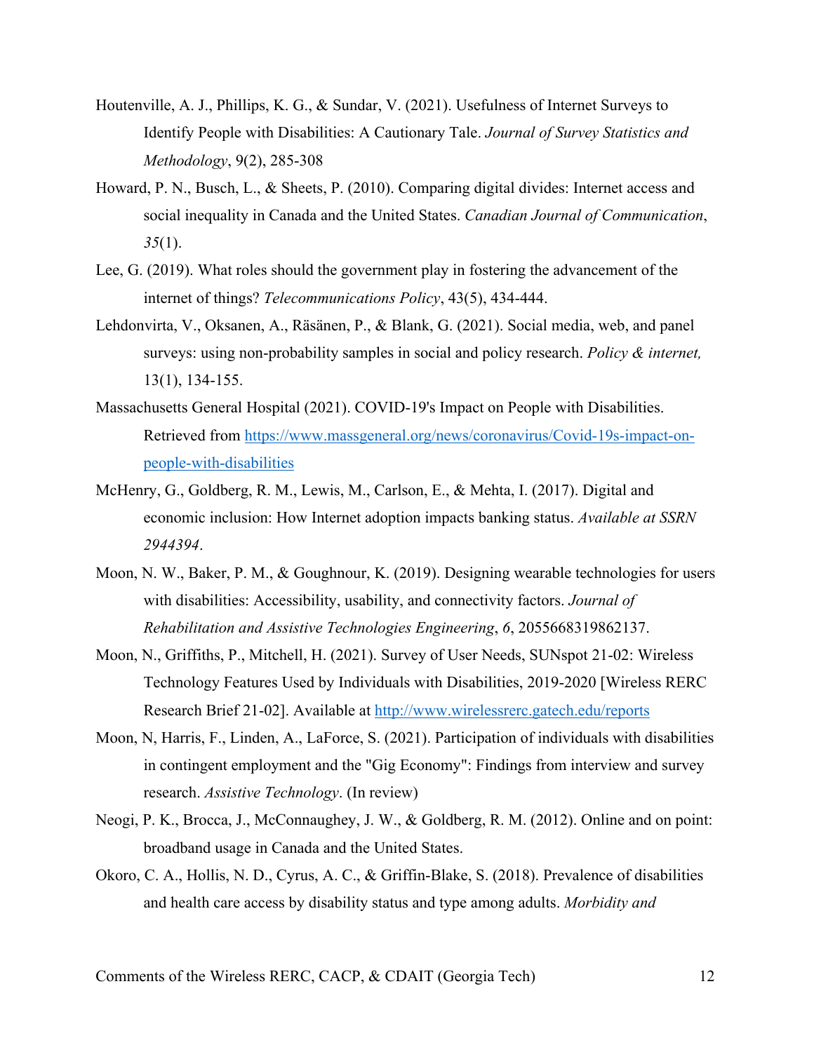Houtenville, A. J., Phillips, K. G., & Sundar, V. (2021). Usefulness of Internet Surveys to Identify People with Disabilities: A Cautionary Tale. *Journal of Survey Statistics and Methodology*, 9(2), 285-308

Howard, P. N., Busch, L., & Sheets, P. (2010). Comparing digital divides: Internet access and social inequality in Canada and the United States. *Canadian Journal of Communication*, *35*(1).

Lee, G. (2019). What roles should the government play in fostering the advancement of the internet of things? *Telecommunications Policy*, 43(5), 434-444.

Lehdonvirta, V., Oksanen, A., Räsänen, P., & Blank, G. (2021). Social media, web, and panel surveys: using non‐probability samples in social and policy research. *Policy & internet,* 13(1), 134-155.

Massachusetts General Hospital (2021). COVID-19's Impact on People with Disabilities. Retrieved from https://www.massgeneral.org/news/coronavirus/Covid-19s-impact-on-people-with-disabilities

McHenry, G., Goldberg, R. M., Lewis, M., Carlson, E., & Mehta, I. (2017). Digital and economic inclusion: How Internet adoption impacts banking status. *Available at SSRN 2944394*.

Moon, N. W., Baker, P. M., & Goughnour, K. (2019). Designing wearable technologies for users with disabilities: Accessibility, usability, and connectivity factors. *Journal of Rehabilitation and Assistive Technologies Engineering*, *6*, 2055668319862137.

Moon, N., Griffiths, P., Mitchell, H. (2021). Survey of User Needs, SUNspot 21-02: Wireless Technology Features Used by Individuals with Disabilities, 2019-2020 [Wireless RERC Research Brief 21-02]. Available at http://www.wirelessrerc.gatech.edu/reports

Moon, N, Harris, F., Linden, A., LaForce, S. (2021). Participation of individuals with disabilities in contingent employment and the "Gig Economy": Findings from interview and survey research. *Assistive Technology*. (In review)

Neogi, P. K., Brocca, J., McConnaughey, J. W., & Goldberg, R. M. (2012). Online and on point: broadband usage in Canada and the United States.

Okoro, C. A., Hollis, N. D., Cyrus, A. C., & Griffin-Blake, S. (2018). Prevalence of disabilities and health care access by disability status and type among adults. *Morbidity and*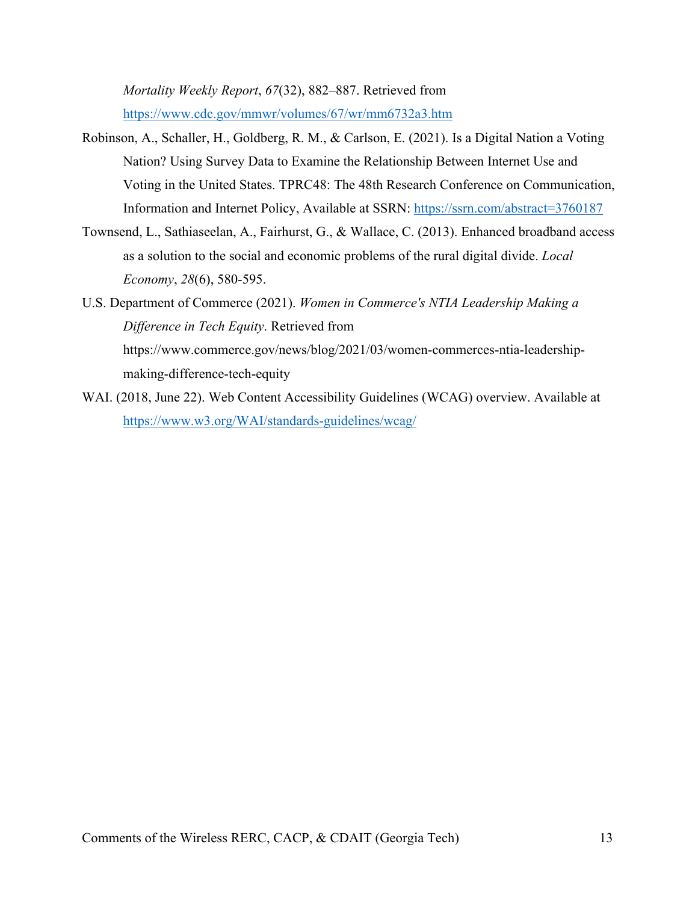*Mortality Weekly Report*, *67*(32), 882–887. Retrieved from https://www.cdc.gov/mmwr/volumes/67/wr/mm6732a3.htm

Robinson, A., Schaller, H., Goldberg, R. M., & Carlson, E. (2021). Is a Digital Nation a Voting Nation? Using Survey Data to Examine the Relationship Between Internet Use and Voting in the United States. TPRC48: The 48th Research Conference on Communication, Information and Internet Policy, Available at SSRN: https://ssrn.com/abstract=3760187

Townsend, L., Sathiaseelan, A., Fairhurst, G., & Wallace, C. (2013). Enhanced broadband access as a solution to the social and economic problems of the rural digital divide. *Local Economy*, *28*(6), 580-595.

U.S. Department of Commerce (2021). *Women in Commerce's NTIA Leadership Making a Difference in Tech Equity*. Retrieved from https://www.commerce.gov/news/blog/2021/03/women-commerces-ntia-leadership-making-difference-tech-equity

WAI. (2018, June 22). Web Content Accessibility Guidelines (WCAG) overview. Available at https://www.w3.org/WAI/standards-guidelines/wcag/